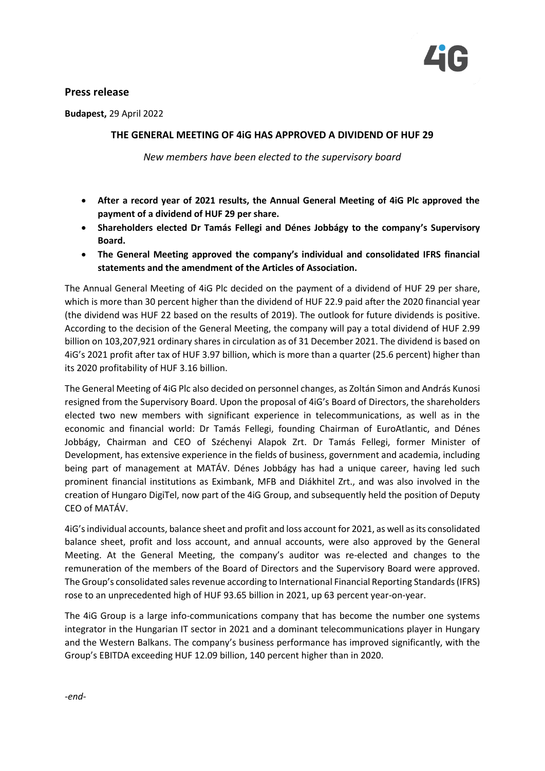## Press release

**Budapest,** 29 April 2022

**THE GENERAL MEETING OF 4iG HAS APPROVED A DIVIDEND OF HUF 29**

*New members have been elected to the supervisory board*

- **After a record year of 2021 results, the Annual General Meeting of 4iG Plc approved the payment of a dividend of HUF 29 per share.**
- **Shareholders elected Dr Tamás Fellegi and Dénes Jobbágy to the company's Supervisory Board.**
- **The General Meeting approved the company's individual and consolidated IFRS financial statements and the amendment of the Articles of Association.**

The Annual General Meeting of 4iG Plc decided on the payment of a dividend of HUF 29 per share, which is more than 30 percent higher than the dividend of HUF 22.9 paid after the 2020 financial year (the dividend was HUF 22 based on the results of 2019). The outlook for future dividends is positive. According to the decision of the General Meeting, the company will pay a total dividend of HUF 2.99 billion on 103,207,921 ordinary shares in circulation as of 31 December 2021. The dividend is based on 4iG's 2021 profit after tax of HUF 3.97 billion, which is more than a quarter (25.6 percent) higher than its 2020 profitability of HUF 3.16 billion.

The General Meeting of 4iG Plc also decided on personnel changes, as Zoltán Simon and András Kunosi resigned from the Supervisory Board. Upon the proposal of 4iG's Board of Directors, the shareholders elected two new members with significant experience in telecommunications, as well as in the economic and financial world: Dr Tamás Fellegi, founding Chairman of EuroAtlantic, and Dénes Jobbágy, Chairman and CEO of Széchenyi Alapok Zrt. Dr Tamás Fellegi, former Minister of Development, has extensive experience in the fields of business, government and academia, including being part of management at MATÁV. Dénes Jobbágy has had a unique career, having led such prominent financial institutions as Eximbank, MFB and Diákhitel Zrt., and was also involved in the creation of Hungaro DigiTel, now part of the 4iG Group, and subsequently held the position of Deputy CEO of MATÁV.

4iG's individual accounts, balance sheet and profit and loss account for 2021, as well as its consolidated balance sheet, profit and loss account, and annual accounts, were also approved by the General Meeting. At the General Meeting, the company's auditor was re-elected and changes to the remuneration of the members of the Board of Directors and the Supervisory Board were approved. The Group's consolidated sales revenue according to International Financial Reporting Standards (IFRS) rose to an unprecedented high of HUF 93.65 billion in 2021, up 63 percent year-on-year.

The 4iG Group is a large info-communications company that has become the number one systems integrator in the Hungarian IT sector in 2021 and a dominant telecommunications player in Hungary and the Western Balkans. The company's business performance has improved significantly, with the Group's EBITDA exceeding HUF 12.09 billion, 140 percent higher than in 2020.

*-end-*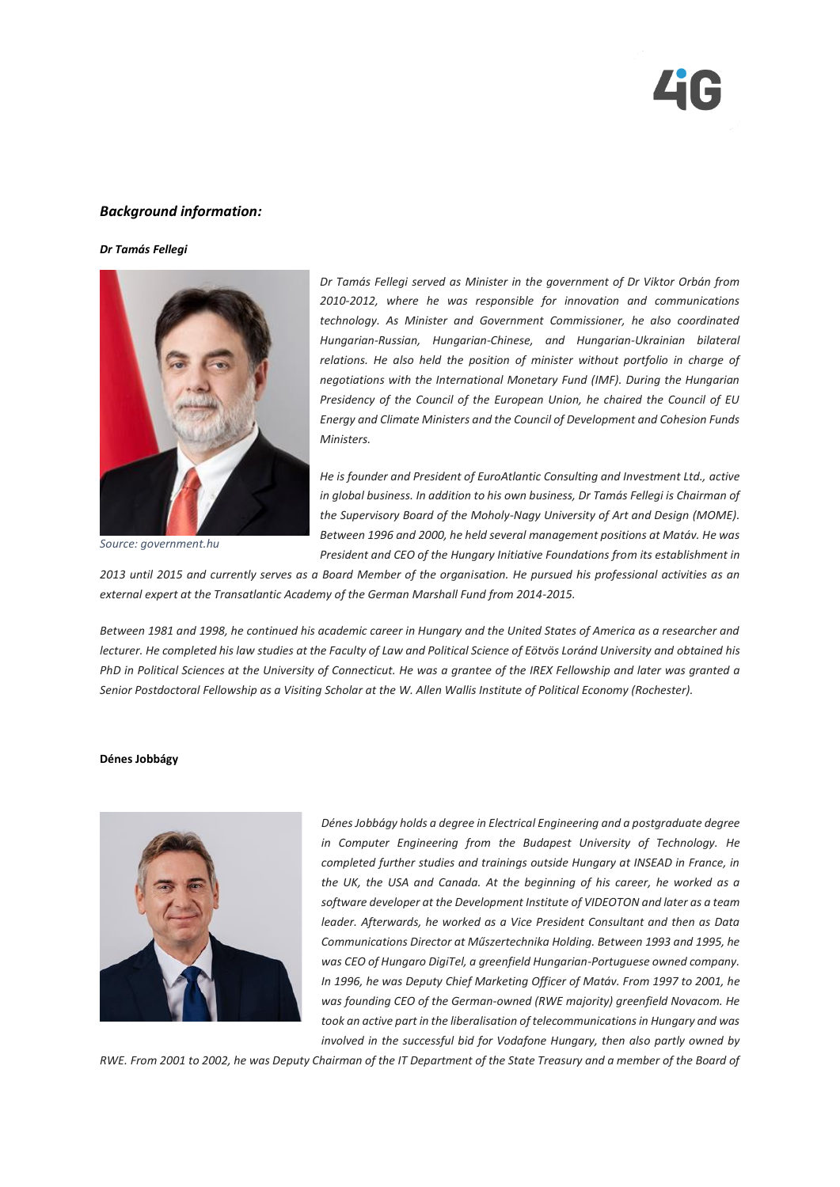### *Background information:*

***Dr Tamás Fellegi***

*Source: government.hu*

*Dr Tamás Fellegi served as Minister in the government of Dr Viktor Orbán from 2010-2012, where he was responsible for innovation and communications technology. As Minister and Government Commissioner, he also coordinated Hungarian-Russian, Hungarian-Chinese, and Hungarian-Ukrainian bilateral relations. He also held the position of minister without portfolio in charge of negotiations with the International Monetary Fund (IMF). During the Hungarian Presidency of the Council of the European Union, he chaired the Council of EU Energy and Climate Ministers and the Council of Development and Cohesion Funds Ministers.*

*He is founder and President of EuroAtlantic Consulting and Investment Ltd., active in global business. In addition to his own business, Dr Tamás Fellegi is Chairman of the Supervisory Board of the Moholy-Nagy University of Art and Design (MOME). Between 1996 and 2000, he held several management positions at Matáv. He was President and CEO of the Hungary Initiative Foundations from its establishment in 2013 until 2015 and currently serves as a Board Member of the organisation. He pursued his professional activities as an external expert at the Transatlantic Academy of the German Marshall Fund from 2014-2015.*

*Between 1981 and 1998, he continued his academic career in Hungary and the United States of America as a researcher and lecturer. He completed his law studies at the Faculty of Law and Political Science of Eötvös Loránd University and obtained his PhD in Political Sciences at the University of Connecticut. He was a grantee of the IREX Fellowship and later was granted a Senior Postdoctoral Fellowship as a Visiting Scholar at the W. Allen Wallis Institute of Political Economy (Rochester).*

**Dénes Jobbágy**

*Dénes Jobbágy holds a degree in Electrical Engineering and a postgraduate degree in Computer Engineering from the Budapest University of Technology. He completed further studies and trainings outside Hungary at INSEAD in France, in the UK, the USA and Canada. At the beginning of his career, he worked as a software developer at the Development Institute of VIDEOTON and later as a team leader. Afterwards, he worked as a Vice President Consultant and then as Data Communications Director at Műszertechnika Holding. Between 1993 and 1995, he was CEO of Hungaro DigiTel, a greenfield Hungarian-Portuguese owned company. In 1996, he was Deputy Chief Marketing Officer of Matáv. From 1997 to 2001, he was founding CEO of the German-owned (RWE majority) greenfield Novacom. He took an active part in the liberalisation of telecommunications in Hungary and was involved in the successful bid for Vodafone Hungary, then also partly owned by RWE. From 2001 to 2002, he was Deputy Chairman of the IT Department of the State Treasury and a member of the Board of*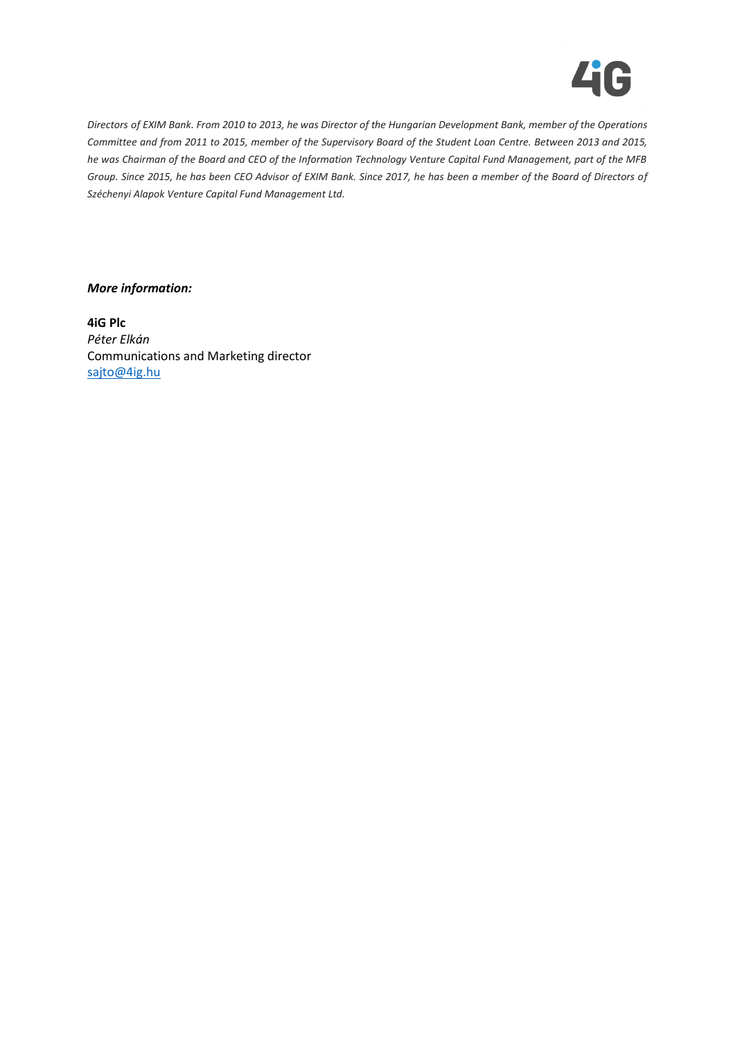*Directors of EXIM Bank. From 2010 to 2013, he was Director of the Hungarian Development Bank, member of the Operations Committee and from 2011 to 2015, member of the Supervisory Board of the Student Loan Centre. Between 2013 and 2015, he was Chairman of the Board and CEO of the Information Technology Venture Capital Fund Management, part of the MFB Group. Since 2015, he has been CEO Advisor of EXIM Bank. Since 2017, he has been a member of the Board of Directors of Széchenyi Alapok Venture Capital Fund Management Ltd.*

***More information:***

**4iG Plc**
*Péter Elkán*
Communications and Marketing director
sajto@4ig.hu